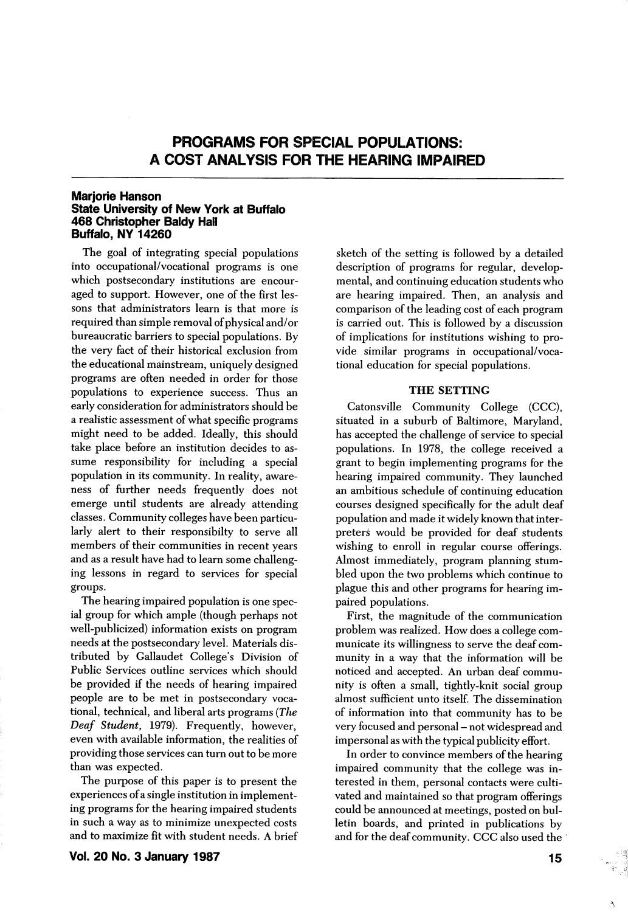# PROGRAMS FOR SPECIAL POPULATIONS: A COST ANALYSIS FOR THE HEARING IMPAIRED

**Marjorie Hanson**
**State University of New York at Buffalo**
**468 Christopher Baldy Hall**
**Buffalo, NY 14260**

The goal of integrating special populations into occupational/vocational programs is one which postsecondary institutions are encouraged to support. However, one of the first lessons that administrators learn is that more is required than simple removal of physical and/or bureaucratic barriers to special populations. By the very fact of their historical exclusion from the educational mainstream, uniquely designed programs are often needed in order for those populations to experience success. Thus an early consideration for administrators should be a realistic assessment of what specific programs might need to be added. Ideally, this should take place before an institution decides to assume responsibility for including a special population in its community. In reality, awareness of further needs frequently does not emerge until students are already attending classes. Community colleges have been particularly alert to their responsibilty to serve all members of their communities in recent years and as a result have had to learn some challenging lessons in regard to services for special groups.

The hearing impaired population is one special group for which ample (though perhaps not well-publicized) information exists on program needs at the postsecondary level. Materials distributed by Gallaudet College's Division of Public Services outline services which should be provided if the needs of hearing impaired people are to be met in postsecondary vocational, technical, and liberal arts programs (*The Deaf Student*, 1979). Frequently, however, even with available information, the realities of providing those services can turn out to be more than was expected.

The purpose of this paper is to present the experiences of a single institution in implementing programs for the hearing impaired students in such a way as to minimize unexpected costs and to maximize fit with student needs. A brief sketch of the setting is followed by a detailed description of programs for regular, developmental, and continuing education students who are hearing impaired. Then, an analysis and comparison of the leading cost of each program is carried out. This is followed by a discussion of implications for institutions wishing to provide similar programs in occupational/vocational education for special populations.

## THE SETTING

Catonsville Community College (CCC), situated in a suburb of Baltimore, Maryland, has accepted the challenge of service to special populations. In 1978, the college received a grant to begin implementing programs for the hearing impaired community. They launched an ambitious schedule of continuing education courses designed specifically for the adult deaf population and made it widely known that interpreters would be provided for deaf students wishing to enroll in regular course offerings. Almost immediately, program planning stumbled upon the two problems which continue to plague this and other programs for hearing impaired populations.

First, the magnitude of the communication problem was realized. How does a college communicate its willingness to serve the deaf community in a way that the information will be noticed and accepted. An urban deaf community is often a small, tightly-knit social group almost sufficient unto itself. The dissemination of information into that community has to be very focused and personal – not widespread and impersonal as with the typical publicity effort.

In order to convince members of the hearing impaired community that the college was interested in them, personal contacts were cultivated and maintained so that program offerings could be announced at meetings, posted on bulletin boards, and printed in publications by and for the deaf community. CCC also used the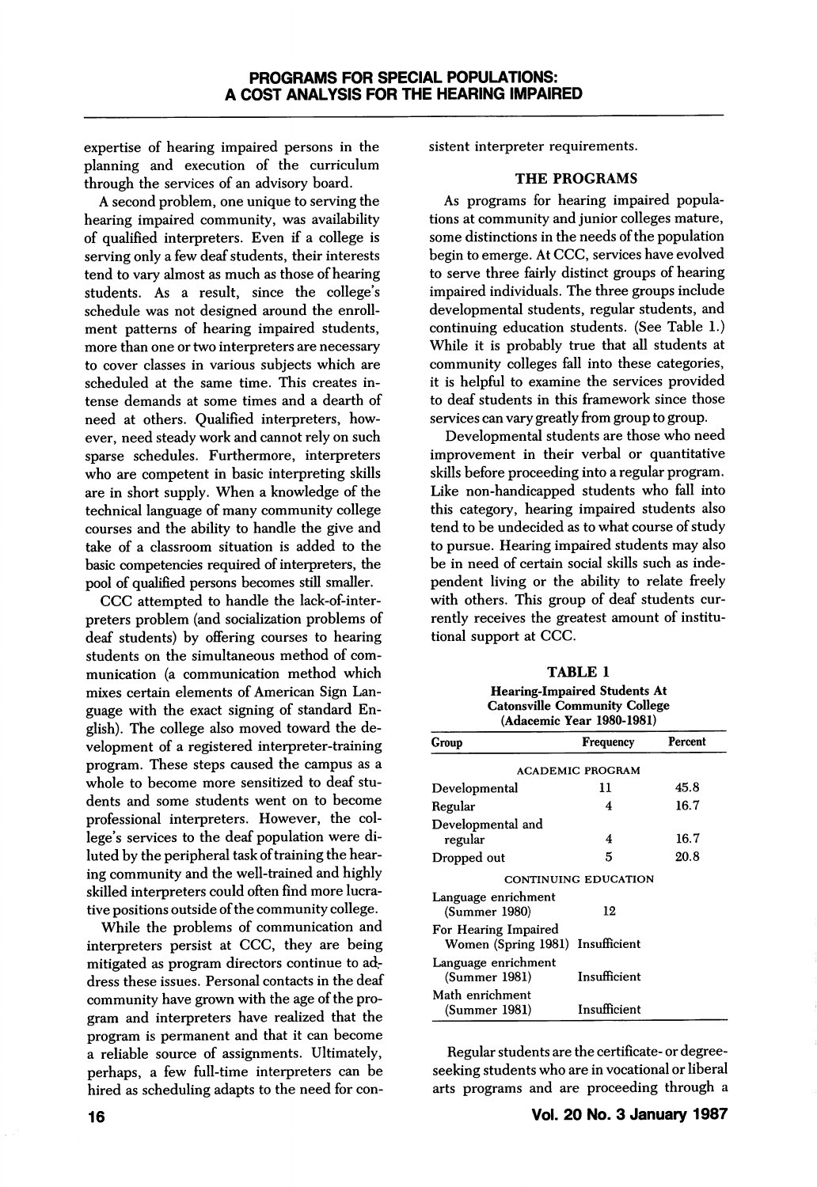expertise of hearing impaired persons in the planning and execution of the curriculum through the services of an advisory board.

A second problem, one unique to serving the hearing impaired community, was availability of qualified interpreters. Even if a college is serving only a few deaf students, their interests tend to vary almost as much as those of hearing students. As a result, since the college's schedule was not designed around the enrollment patterns of hearing impaired students, more than one or two interpreters are necessary to cover classes in various subjects which are scheduled at the same time. This creates intense demands at some times and a dearth of need at others. Qualified interpreters, however, need steady work and cannot rely on such sparse schedules. Furthermore, interpreters who are competent in basic interpreting skills are in short supply. When a knowledge of the technical language of many community college courses and the ability to handle the give and take of a classroom situation is added to the basic competencies required of interpreters, the pool of qualified persons becomes still smaller.

CCC attempted to handle the lack-of-interpreters problem (and socialization problems of deaf students) by offering courses to hearing students on the simultaneous method of communication (a communication method which mixes certain elements of American Sign Language with the exact signing of standard English). The college also moved toward the development of a registered interpreter-training program. These steps caused the campus as a whole to become more sensitized to deaf students and some students went on to become professional interpreters. However, the college's services to the deaf population were diluted by the peripheral task of training the hearing community and the well-trained and highly skilled interpreters could often find more lucrative positions outside of the community college.

While the problems of communication and interpreters persist at CCC, they are being mitigated as program directors continue to address these issues. Personal contacts in the deaf community have grown with the age of the program and interpreters have realized that the program is permanent and that it can become a reliable source of assignments. Ultimately, perhaps, a few full-time interpreters can be hired as scheduling adapts to the need for consistent interpreter requirements.

## THE PROGRAMS

As programs for hearing impaired populations at community and junior colleges mature, some distinctions in the needs of the population begin to emerge. At CCC, services have evolved to serve three fairly distinct groups of hearing impaired individuals. The three groups include developmental students, regular students, and continuing education students. (See Table 1.) While it is probably true that all students at community colleges fall into these categories, it is helpful to examine the services provided to deaf students in this framework since those services can vary greatly from group to group.

Developmental students are those who need improvement in their verbal or quantitative skills before proceeding into a regular program. Like non-handicapped students who fall into this category, hearing impaired students also tend to be undecided as to what course of study to pursue. Hearing impaired students may also be in need of certain social skills such as independent living or the ability to relate freely with others. This group of deaf students currently receives the greatest amount of institutional support at CCC.

**TABLE 1**

**Hearing-Impaired Students At Catonsville Community College (Adacemic Year 1980-1981)**

| Group | Frequency | Percent |
|---|---|---|
| ACADEMIC PROGRAM | | |
| Developmental | 11 | 45.8 |
| Regular | 4 | 16.7 |
| Developmental and regular | 4 | 16.7 |
| Dropped out | 5 | 20.8 |
| CONTINUING EDUCATION | | |
| Language enrichment (Summer 1980) | 12 | |
| For Hearing Impaired Women (Spring 1981) | Insufficient | |
| Language enrichment (Summer 1981) | Insufficient | |
| Math enrichment (Summer 1981) | Insufficient | |

Regular students are the certificate- or degree-seeking students who are in vocational or liberal arts programs and are proceeding through a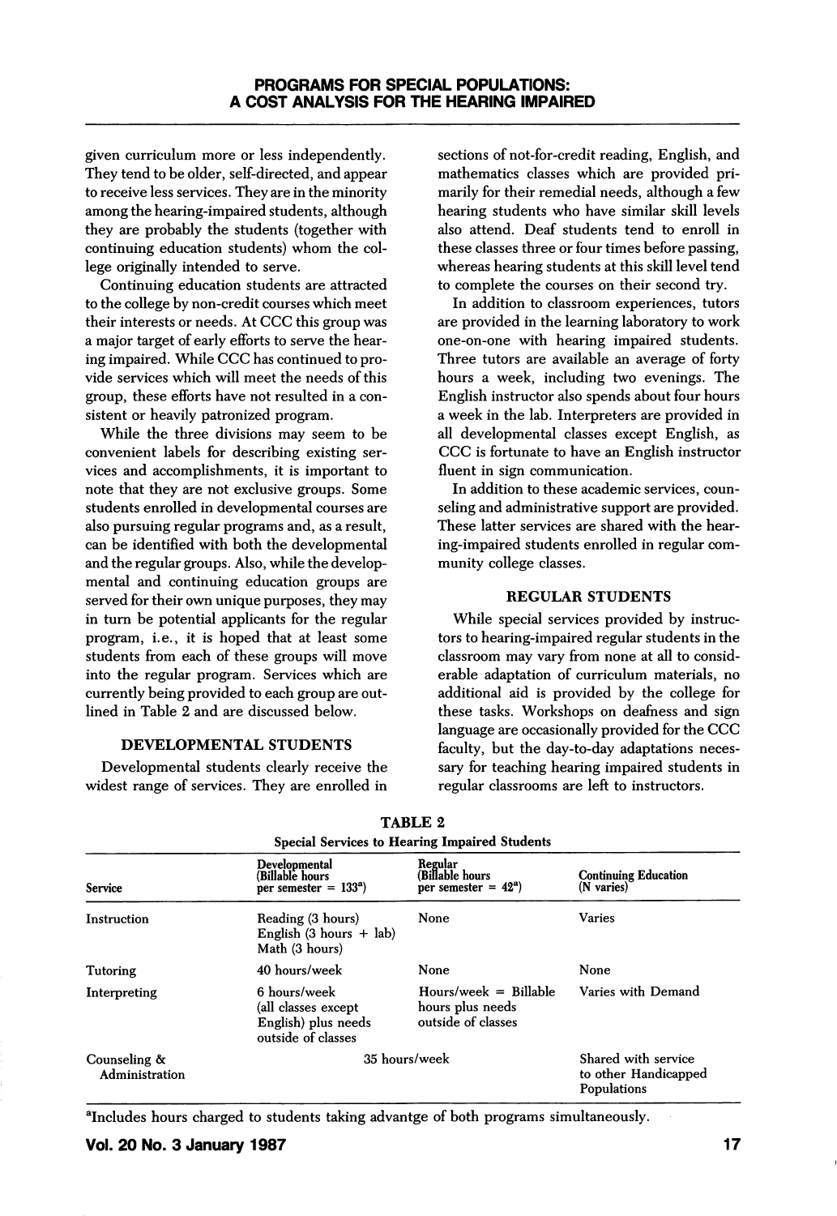given curriculum more or less independently. They tend to be older, self-directed, and appear to receive less services. They are in the minority among the hearing-impaired students, although they are probably the students (together with continuing education students) whom the college originally intended to serve.

Continuing education students are attracted to the college by non-credit courses which meet their interests or needs. At CCC this group was a major target of early efforts to serve the hearing impaired. While CCC has continued to provide services which will meet the needs of this group, these efforts have not resulted in a consistent or heavily patronized program.

While the three divisions may seem to be convenient labels for describing existing services and accomplishments, it is important to note that they are not exclusive groups. Some students enrolled in developmental courses are also pursuing regular programs and, as a result, can be identified with both the developmental and the regular groups. Also, while the developmental and continuing education groups are served for their own unique purposes, they may in turn be potential applicants for the regular program, i.e., it is hoped that at least some students from each of these groups will move into the regular program. Services which are currently being provided to each group are outlined in Table 2 and are discussed below.

### DEVELOPMENTAL STUDENTS

Developmental students clearly receive the widest range of services. They are enrolled in sections of not-for-credit reading, English, and mathematics classes which are provided primarily for their remedial needs, although a few hearing students who have similar skill levels also attend. Deaf students tend to enroll in these classes three or four times before passing, whereas hearing students at this skill level tend to complete the courses on their second try.

In addition to classroom experiences, tutors are provided in the learning laboratory to work one-on-one with hearing impaired students. Three tutors are available an average of forty hours a week, including two evenings. The English instructor also spends about four hours a week in the lab. Interpreters are provided in all developmental classes except English, as CCC is fortunate to have an English instructor fluent in sign communication.

In addition to these academic services, counseling and administrative support are provided. These latter services are shared with the hearing-impaired students enrolled in regular community college classes.

### REGULAR STUDENTS

While special services provided by instructors to hearing-impaired regular students in the classroom may vary from none at all to considerable adaptation of curriculum materials, no additional aid is provided by the college for these tasks. Workshops on deafness and sign language are occasionally provided for the CCC faculty, but the day-to-day adaptations necessary for teaching hearing impaired students in regular classrooms are left to instructors.

**TABLE 2**
**Special Services to Hearing Impaired Students**

| Service | Developmental (Billable hours per semester = 133[a]) | Regular (Billable hours per semester = 42[a]) | Continuing Education (N varies) |
|---|---|---|---|
| Instruction | Reading (3 hours) English (3 hours + lab) Math (3 hours) | None | Varies |
| Tutoring | 40 hours/week | None | None |
| Interpreting | 6 hours/week (all classes except English) plus needs outside of classes | Hours/week = Billable hours plus needs outside of classes | Varies with Demand |
| Counseling & Administration | 35 hours/week | | Shared with service to other Handicapped Populations |

[a]Includes hours charged to students taking advantge of both programs simultaneously.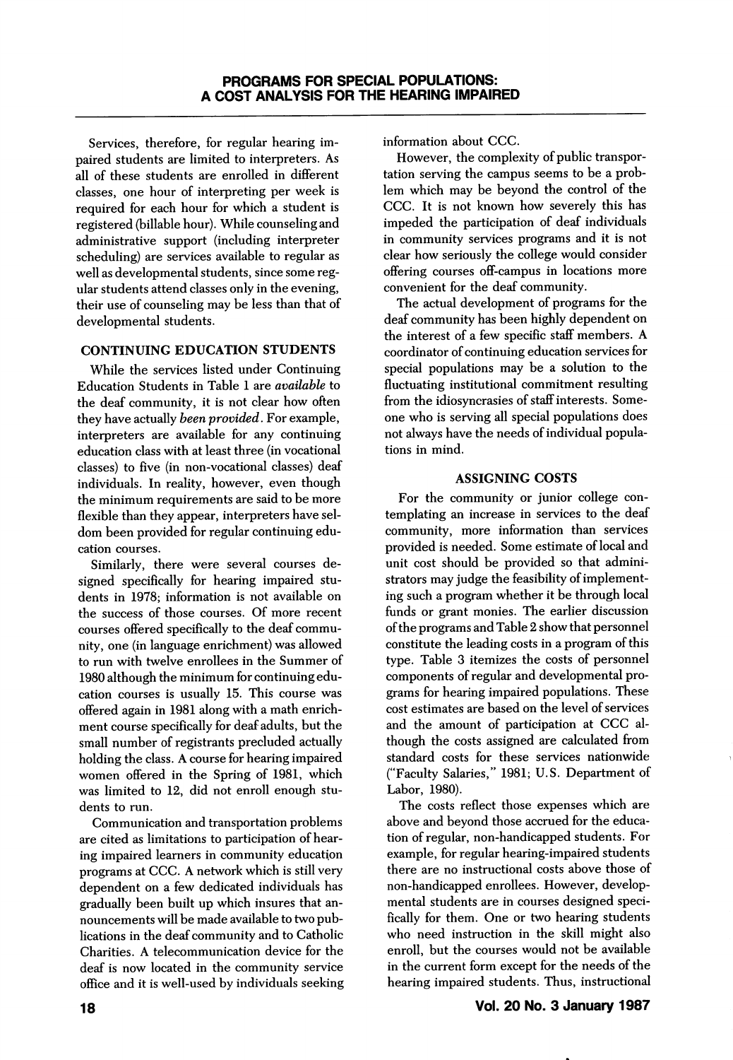Services, therefore, for regular hearing impaired students are limited to interpreters. As all of these students are enrolled in different classes, one hour of interpreting per week is required for each hour for which a student is registered (billable hour). While counseling and administrative support (including interpreter scheduling) are services available to regular as well as developmental students, since some regular students attend classes only in the evening, their use of counseling may be less than that of developmental students.

### CONTINUING EDUCATION STUDENTS

While the services listed under Continuing Education Students in Table 1 are *available* to the deaf community, it is not clear how often they have actually *been provided*. For example, interpreters are available for any continuing education class with at least three (in vocational classes) to five (in non-vocational classes) deaf individuals. In reality, however, even though the minimum requirements are said to be more flexible than they appear, interpreters have seldom been provided for regular continuing education courses.

Similarly, there were several courses designed specifically for hearing impaired students in 1978; information is not available on the success of those courses. Of more recent courses offered specifically to the deaf community, one (in language enrichment) was allowed to run with twelve enrollees in the Summer of 1980 although the minimum for continuing education courses is usually 15. This course was offered again in 1981 along with a math enrichment course specifically for deaf adults, but the small number of registrants precluded actually holding the class. A course for hearing impaired women offered in the Spring of 1981, which was limited to 12, did not enroll enough students to run.

Communication and transportation problems are cited as limitations to participation of hearing impaired learners in community education programs at CCC. A network which is still very dependent on a few dedicated individuals has gradually been built up which insures that announcements will be made available to two publications in the deaf community and to Catholic Charities. A telecommunication device for the deaf is now located in the community service office and it is well-used by individuals seeking information about CCC.

However, the complexity of public transportation serving the campus seems to be a problem which may be beyond the control of the CCC. It is not known how severely this has impeded the participation of deaf individuals in community services programs and it is not clear how seriously the college would consider offering courses off-campus in locations more convenient for the deaf community.

The actual development of programs for the deaf community has been highly dependent on the interest of a few specific staff members. A coordinator of continuing education services for special populations may be a solution to the fluctuating institutional commitment resulting from the idiosyncrasies of staff interests. Someone who is serving all special populations does not always have the needs of individual populations in mind.

### ASSIGNING COSTS

For the community or junior college contemplating an increase in services to the deaf community, more information than services provided is needed. Some estimate of local and unit cost should be provided so that administrators may judge the feasibility of implementing such a program whether it be through local funds or grant monies. The earlier discussion of the programs and Table 2 show that personnel constitute the leading costs in a program of this type. Table 3 itemizes the costs of personnel components of regular and developmental programs for hearing impaired populations. These cost estimates are based on the level of services and the amount of participation at CCC although the costs assigned are calculated from standard costs for these services nationwide ("Faculty Salaries," 1981; U.S. Department of Labor, 1980).

The costs reflect those expenses which are above and beyond those accrued for the education of regular, non-handicapped students. For example, for regular hearing-impaired students there are no instructional costs above those of non-handicapped enrollees. However, developmental students are in courses designed specifically for them. One or two hearing students who need instruction in the skill might also enroll, but the courses would not be available in the current form except for the needs of the hearing impaired students. Thus, instructional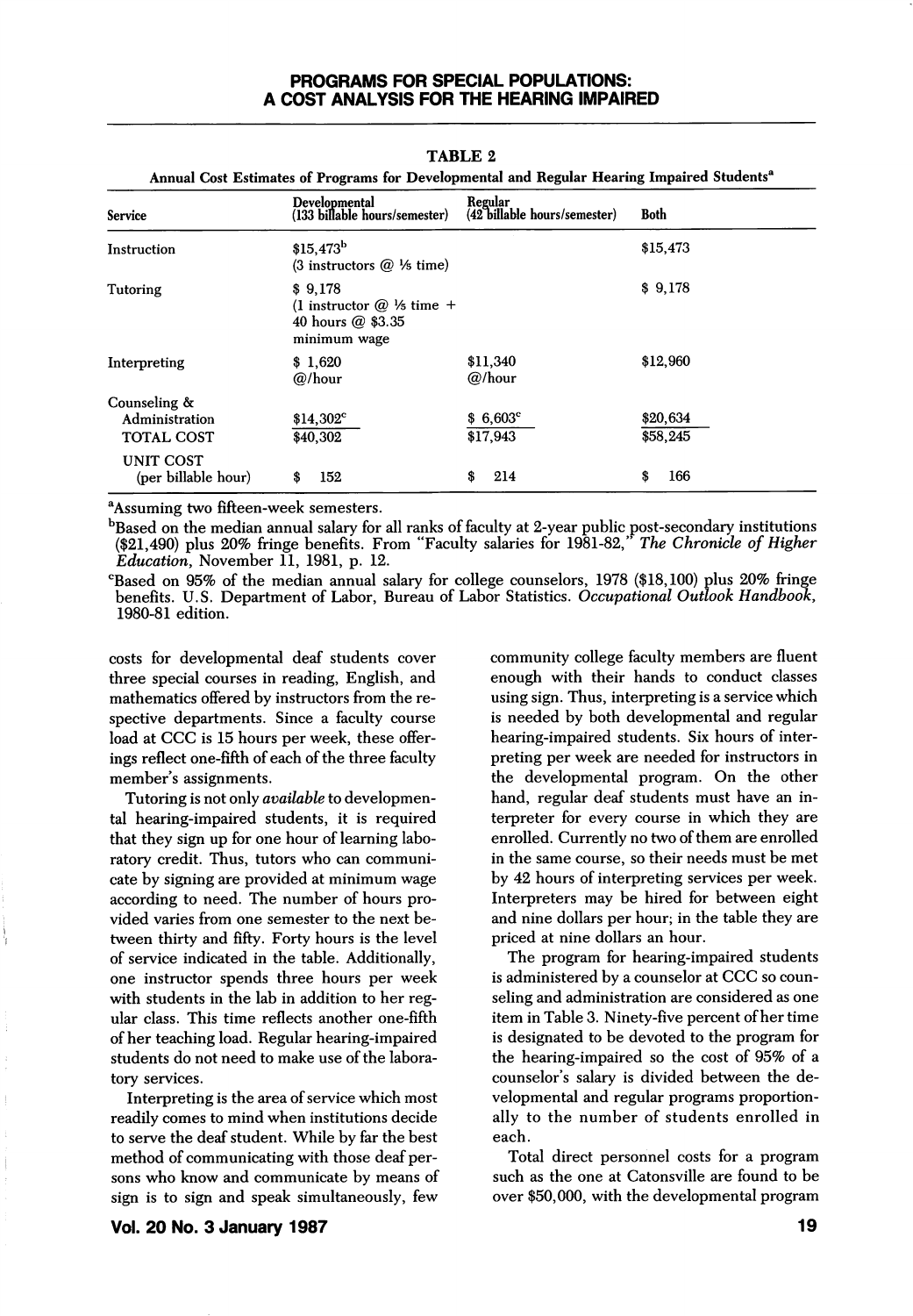## PROGRAMS FOR SPECIAL POPULATIONS: A COST ANALYSIS FOR THE HEARING IMPAIRED

**TABLE 2**

**Annual Cost Estimates of Programs for Developmental and Regular Hearing Impaired Students[a]**

| Service | Developmental (133 billable hours/semester) | Regular (42 billable hours/semester) | Both |
|---|---|---|---|
| Instruction | $15,473[b] (3 instructors @ ⅕ time) | | $15,473 |
| Tutoring | $ 9,178 (1 instructor @ ⅕ time + 40 hours @ $3.35 minimum wage | | $ 9,178 |
| Interpreting | $ 1,620 @/hour | $11,340 @/hour | $12,960 |
| Counseling & Administration | $14,302[c] | $ 6,603[c] | $20,634 |
| TOTAL COST | $40,302 | $17,943 | $58,245 |
| UNIT COST (per billable hour) | $ 152 | $ 214 | $ 166 |

[a]Assuming two fifteen-week semesters.

[b]Based on the median annual salary for all ranks of faculty at 2-year public post-secondary institutions ($21,490) plus 20% fringe benefits. From "Faculty salaries for 1981-82," *The Chronicle of Higher Education*, November 11, 1981, p. 12.

[c]Based on 95% of the median annual salary for college counselors, 1978 ($18,100) plus 20% fringe benefits. U.S. Department of Labor, Bureau of Labor Statistics. *Occupational Outlook Handbook*, 1980-81 edition.

costs for developmental deaf students cover three special courses in reading, English, and mathematics offered by instructors from the respective departments. Since a faculty course load at CCC is 15 hours per week, these offerings reflect one-fifth of each of the three faculty member's assignments.

Tutoring is not only *available* to developmental hearing-impaired students, it is required that they sign up for one hour of learning laboratory credit. Thus, tutors who can communicate by signing are provided at minimum wage according to need. The number of hours provided varies from one semester to the next between thirty and fifty. Forty hours is the level of service indicated in the table. Additionally, one instructor spends three hours per week with students in the lab in addition to her regular class. This time reflects another one-fifth of her teaching load. Regular hearing-impaired students do not need to make use of the laboratory services.

Interpreting is the area of service which most readily comes to mind when institutions decide to serve the deaf student. While by far the best method of communicating with those deaf persons who know and communicate by means of sign is to sign and speak simultaneously, few community college faculty members are fluent enough with their hands to conduct classes using sign. Thus, interpreting is a service which is needed by both developmental and regular hearing-impaired students. Six hours of interpreting per week are needed for instructors in the developmental program. On the other hand, regular deaf students must have an interpreter for every course in which they are enrolled. Currently no two of them are enrolled in the same course, so their needs must be met by 42 hours of interpreting services per week. Interpreters may be hired for between eight and nine dollars per hour; in the table they are priced at nine dollars an hour.

The program for hearing-impaired students is administered by a counselor at CCC so counseling and administration are considered as one item in Table 3. Ninety-five percent of her time is designated to be devoted to the program for the hearing-impaired so the cost of 95% of a counselor's salary is divided between the developmental and regular programs proportionally to the number of students enrolled in each.

Total direct personnel costs for a program such as the one at Catonsville are found to be over $50,000, with the developmental program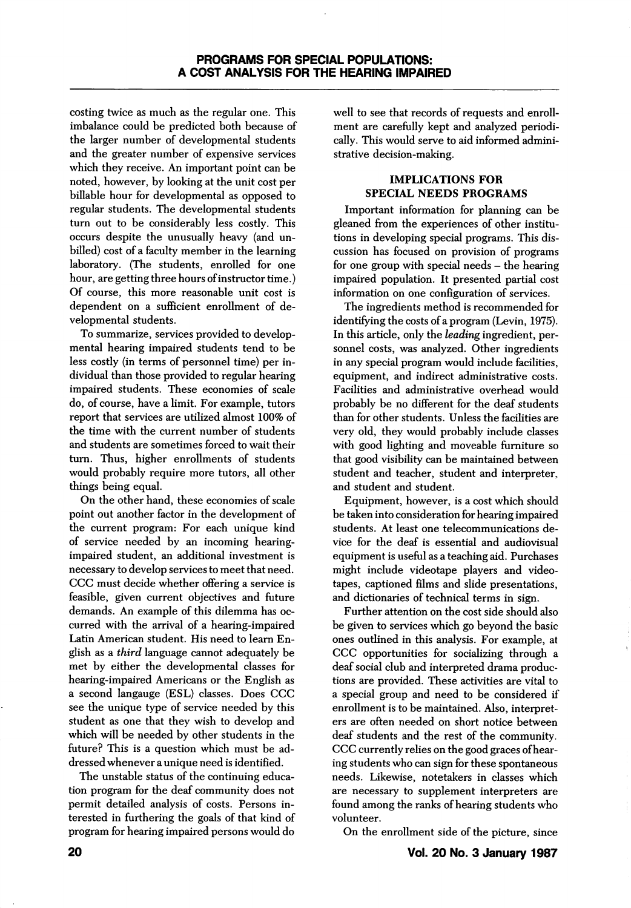costing twice as much as the regular one. This imbalance could be predicted both because of the larger number of developmental students and the greater number of expensive services which they receive. An important point can be noted, however, by looking at the unit cost per billable hour for developmental as opposed to regular students. The developmental students turn out to be considerably less costly. This occurs despite the unusually heavy (and unbilled) cost of a faculty member in the learning laboratory. (The students, enrolled for one hour, are getting three hours of instructor time.) Of course, this more reasonable unit cost is dependent on a sufficient enrollment of developmental students.

To summarize, services provided to developmental hearing impaired students tend to be less costly (in terms of personnel time) per individual than those provided to regular hearing impaired students. These economies of scale do, of course, have a limit. For example, tutors report that services are utilized almost 100% of the time with the current number of students and students are sometimes forced to wait their turn. Thus, higher enrollments of students would probably require more tutors, all other things being equal.

On the other hand, these economies of scale point out another factor in the development of the current program: For each unique kind of service needed by an incoming hearing-impaired student, an additional investment is necessary to develop services to meet that need. CCC must decide whether offering a service is feasible, given current objectives and future demands. An example of this dilemma has occurred with the arrival of a hearing-impaired Latin American student. His need to learn English as a *third* language cannot adequately be met by either the developmental classes for hearing-impaired Americans or the English as a second langauge (ESL) classes. Does CCC see the unique type of service needed by this student as one that they wish to develop and which will be needed by other students in the future? This is a question which must be addressed whenever a unique need is identified.

The unstable status of the continuing education program for the deaf community does not permit detailed analysis of costs. Persons interested in furthering the goals of that kind of program for hearing impaired persons would do well to see that records of requests and enrollment are carefully kept and analyzed periodically. This would serve to aid informed administrative decision-making.

## IMPLICATIONS FOR SPECIAL NEEDS PROGRAMS

Important information for planning can be gleaned from the experiences of other institutions in developing special programs. This discussion has focused on provision of programs for one group with special needs – the hearing impaired population. It presented partial cost information on one configuration of services.

The ingredients method is recommended for identifying the costs of a program (Levin, 1975). In this article, only the *leading* ingredient, personnel costs, was analyzed. Other ingredients in any special program would include facilities, equipment, and indirect administrative costs. Facilities and administrative overhead would probably be no different for the deaf students than for other students. Unless the facilities are very old, they would probably include classes with good lighting and moveable furniture so that good visibility can be maintained between student and teacher, student and interpreter, and student and student.

Equipment, however, is a cost which should be taken into consideration for hearing impaired students. At least one telecommunications device for the deaf is essential and audiovisual equipment is useful as a teaching aid. Purchases might include videotape players and videotapes, captioned films and slide presentations, and dictionaries of technical terms in sign.

Further attention on the cost side should also be given to services which go beyond the basic ones outlined in this analysis. For example, at CCC opportunities for socializing through a deaf social club and interpreted drama productions are provided. These activities are vital to a special group and need to be considered if enrollment is to be maintained. Also, interpreters are often needed on short notice between deaf students and the rest of the community. CCC currently relies on the good graces of hearing students who can sign for these spontaneous needs. Likewise, notetakers in classes which are necessary to supplement interpreters are found among the ranks of hearing students who volunteer.

On the enrollment side of the picture, since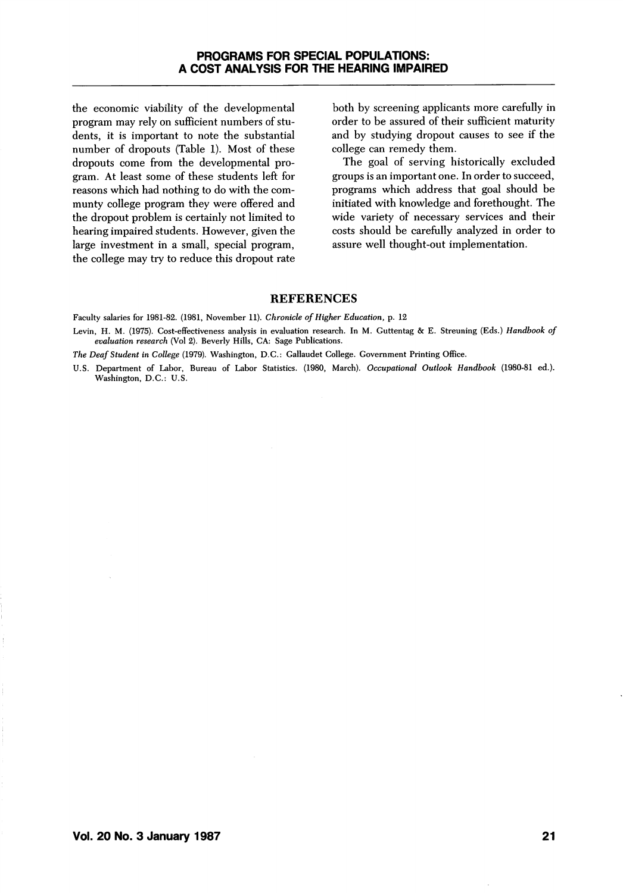the economic viability of the developmental program may rely on sufficient numbers of students, it is important to note the substantial number of dropouts (Table 1). Most of these dropouts come from the developmental program. At least some of these students left for reasons which had nothing to do with the community college program they were offered and the dropout problem is certainly not limited to hearing impaired students. However, given the large investment in a small, special program, the college may try to reduce this dropout rate both by screening applicants more carefully in order to be assured of their sufficient maturity and by studying dropout causes to see if the college can remedy them.

The goal of serving historically excluded groups is an important one. In order to succeed, programs which address that goal should be initiated with knowledge and forethought. The wide variety of necessary services and their costs should be carefully analyzed in order to assure well thought-out implementation.

## REFERENCES

Faculty salaries for 1981-82. (1981, November 11). *Chronicle of Higher Education*, p. 12

Levin, H. M. (1975). Cost-effectiveness analysis in evaluation research. In M. Guttentag & E. Streuning (Eds.) *Handbook of evaluation research* (Vol 2). Beverly Hills, CA: Sage Publications.

*The Deaf Student in College* (1979). Washington, D.C.: Gallaudet College. Government Printing Office.

U.S. Department of Labor, Bureau of Labor Statistics. (1980, March). *Occupational Outlook Handbook* (1980-81 ed.). Washington, D.C.: U.S.